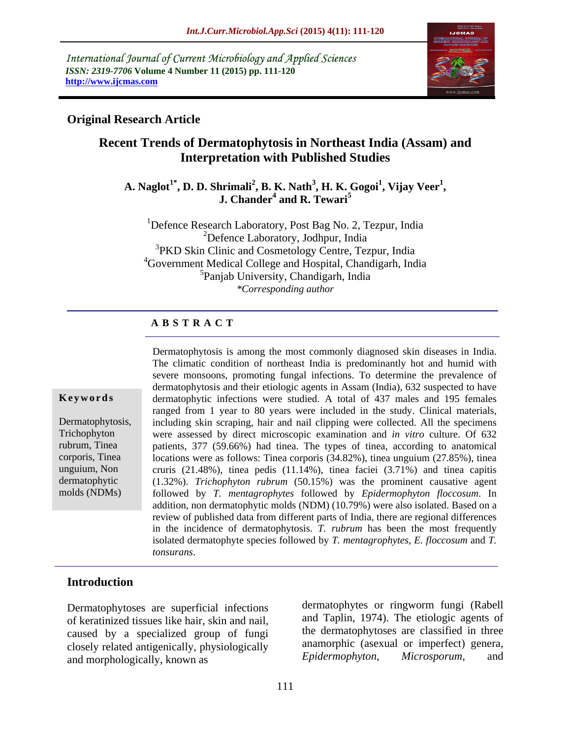International Journal of Current Microbiology and Applied Sciences
*ISSN: 2319-7706* **Volume 4 Number 11 (2015) pp. 111-120**
**http://www.ijcmas.com**

**Original Research Article**

# Recent Trends of Dermatophytosis in Northeast India (Assam) and Interpretation with Published Studies

**A. Naglot[1*], D. D. Shrimali[2], B. K. Nath[3], H. K. Gogoi[1], Vijay Veer[1], J. Chander[4] and R. Tewari[5]**

[1]Defence Research Laboratory, Post Bag No. 2, Tezpur, India
[2]Defence Laboratory, Jodhpur, India
[3]PKD Skin Clinic and Cosmetology Centre, Tezpur, India
[4]Government Medical College and Hospital, Chandigarh, India
[5]Panjab University, Chandigarh, India
*\*Corresponding author*

## ABSTRACT

**Keywords**

Dermatophytosis, Trichophyton rubrum, Tinea corporis, Tinea unguium, Non dermatophytic molds (NDMs)

Dermatophytosis is among the most commonly diagnosed skin diseases in India. The climatic condition of northeast India is predominantly hot and humid with severe monsoons, promoting fungal infections. To determine the prevalence of dermatophytosis and their etiologic agents in Assam (India), 632 suspected to have dermatophytic infections were studied. A total of 437 males and 195 females ranged from 1 year to 80 years were included in the study. Clinical materials, including skin scraping, hair and nail clipping were collected. All the specimens were assessed by direct microscopic examination and *in vitro* culture. Of 632 patients, 377 (59.66%) had tinea. The types of tinea, according to anatomical locations were as follows: Tinea corporis (34.82%), tinea unguium (27.85%), tinea cruris (21.48%), tinea pedis (11.14%), tinea faciei (3.71%) and tinea capitis (1.32%). *Trichophyton rubrum* (50.15%) was the prominent causative agent followed by *T. mentagrophytes* followed by *Epidermophyton floccosum*. In addition, non dermatophytic molds (NDM) (10.79%) were also isolated. Based on a review of published data from different parts of India, there are regional differences in the incidence of dermatophytosis. *T. rubrum* has been the most frequently isolated dermatophyte species followed by *T. mentagrophytes*, *E. floccosum* and *T. tonsurans*.

## Introduction

Dermatophytoses are superficial infections of keratinized tissues like hair, skin and nail, caused by a specialized group of fungi closely related antigenically, physiologically and morphologically, known as dermatophytes or ringworm fungi (Rabell and Taplin, 1974). The etiologic agents of the dermatophytoses are classified in three anamorphic (asexual or imperfect) genera, *Epidermophyton*, *Microsporum*, and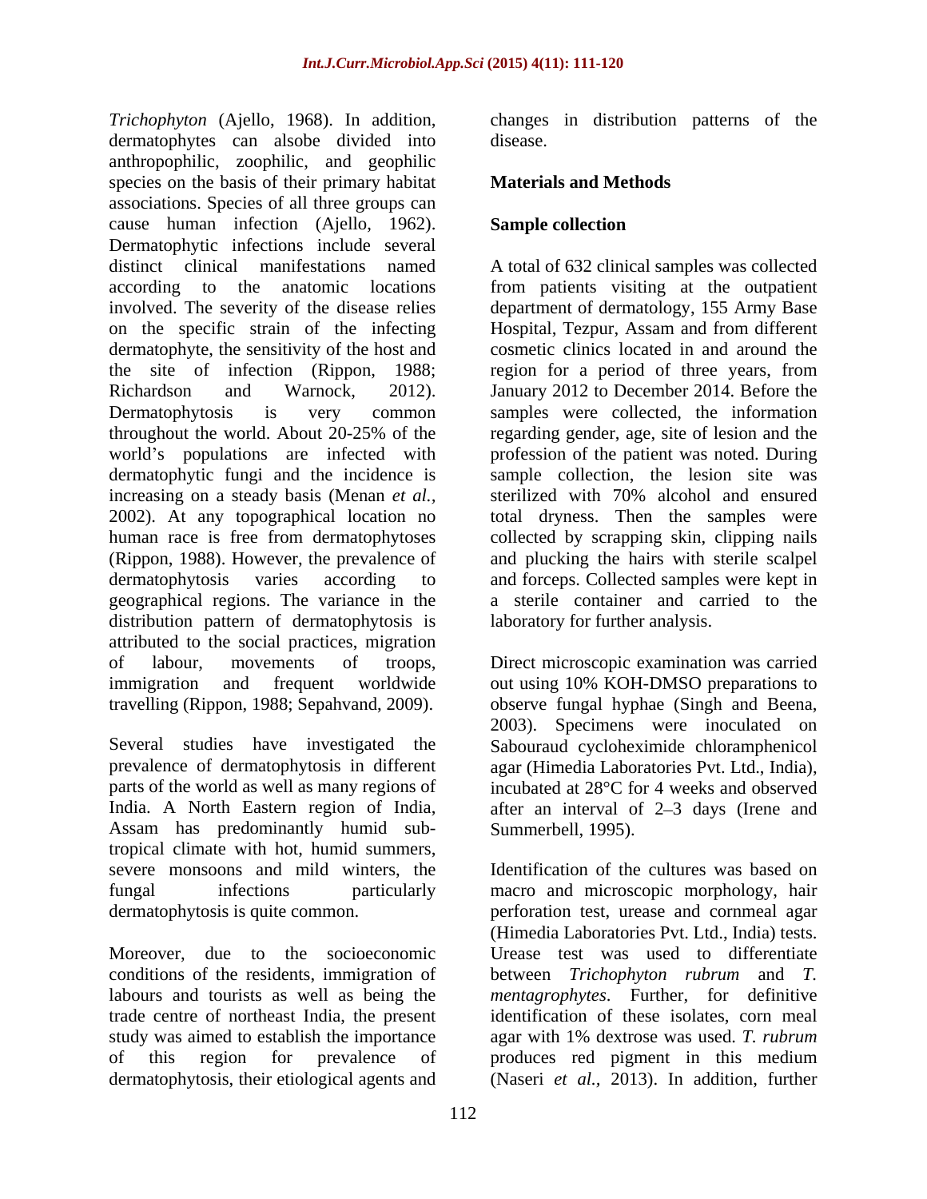*Trichophyton* (Ajello, 1968). In addition, dermatophytes can alsobe divided into anthropophilic, zoophilic, and geophilic species on the basis of their primary habitat associations. Species of all three groups can cause human infection (Ajello, 1962). Dermatophytic infections include several distinct clinical manifestations named according to the anatomic locations involved. The severity of the disease relies on the specific strain of the infecting dermatophyte, the sensitivity of the host and the site of infection (Rippon, 1988; Richardson and Warnock, 2012). Dermatophytosis is very common throughout the world. About 20-25% of the world's populations are infected with dermatophytic fungi and the incidence is increasing on a steady basis (Menan *et al.,* 2002). At any topographical location no human race is free from dermatophytoses (Rippon, 1988). However, the prevalence of dermatophytosis varies according to geographical regions. The variance in the distribution pattern of dermatophytosis is attributed to the social practices, migration of labour, movements of troops, immigration and frequent worldwide travelling (Rippon, 1988; Sepahvand, 2009).

Several studies have investigated the prevalence of dermatophytosis in different parts of the world as well as many regions of India. A North Eastern region of India, Assam has predominantly humid sub-tropical climate with hot, humid summers, severe monsoons and mild winters, the fungal infections particularly dermatophytosis is quite common.

Moreover, due to the socioeconomic conditions of the residents, immigration of labours and tourists as well as being the trade centre of northeast India, the present study was aimed to establish the importance of this region for prevalence of dermatophytosis, their etiological agents and changes in distribution patterns of the disease.

## Materials and Methods

### Sample collection

A total of 632 clinical samples was collected from patients visiting at the outpatient department of dermatology, 155 Army Base Hospital, Tezpur, Assam and from different cosmetic clinics located in and around the region for a period of three years, from January 2012 to December 2014. Before the samples were collected, the information regarding gender, age, site of lesion and the profession of the patient was noted. During sample collection, the lesion site was sterilized with 70% alcohol and ensured total dryness. Then the samples were collected by scrapping skin, clipping nails and plucking the hairs with sterile scalpel and forceps. Collected samples were kept in a sterile container and carried to the laboratory for further analysis.

Direct microscopic examination was carried out using 10% KOH-DMSO preparations to observe fungal hyphae (Singh and Beena, 2003). Specimens were inoculated on Sabouraud cycloheximide chloramphenicol agar (Himedia Laboratories Pvt. Ltd., India), incubated at 28°C for 4 weeks and observed after an interval of 2–3 days (Irene and Summerbell, 1995).

Identification of the cultures was based on macro and microscopic morphology, hair perforation test, urease and cornmeal agar (Himedia Laboratories Pvt. Ltd., India) tests. Urease test was used to differentiate between *Trichophyton rubrum* and *T. mentagrophytes*. Further, for definitive identification of these isolates, corn meal agar with 1% dextrose was used. *T. rubrum* produces red pigment in this medium (Naseri *et al.,* 2013). In addition, further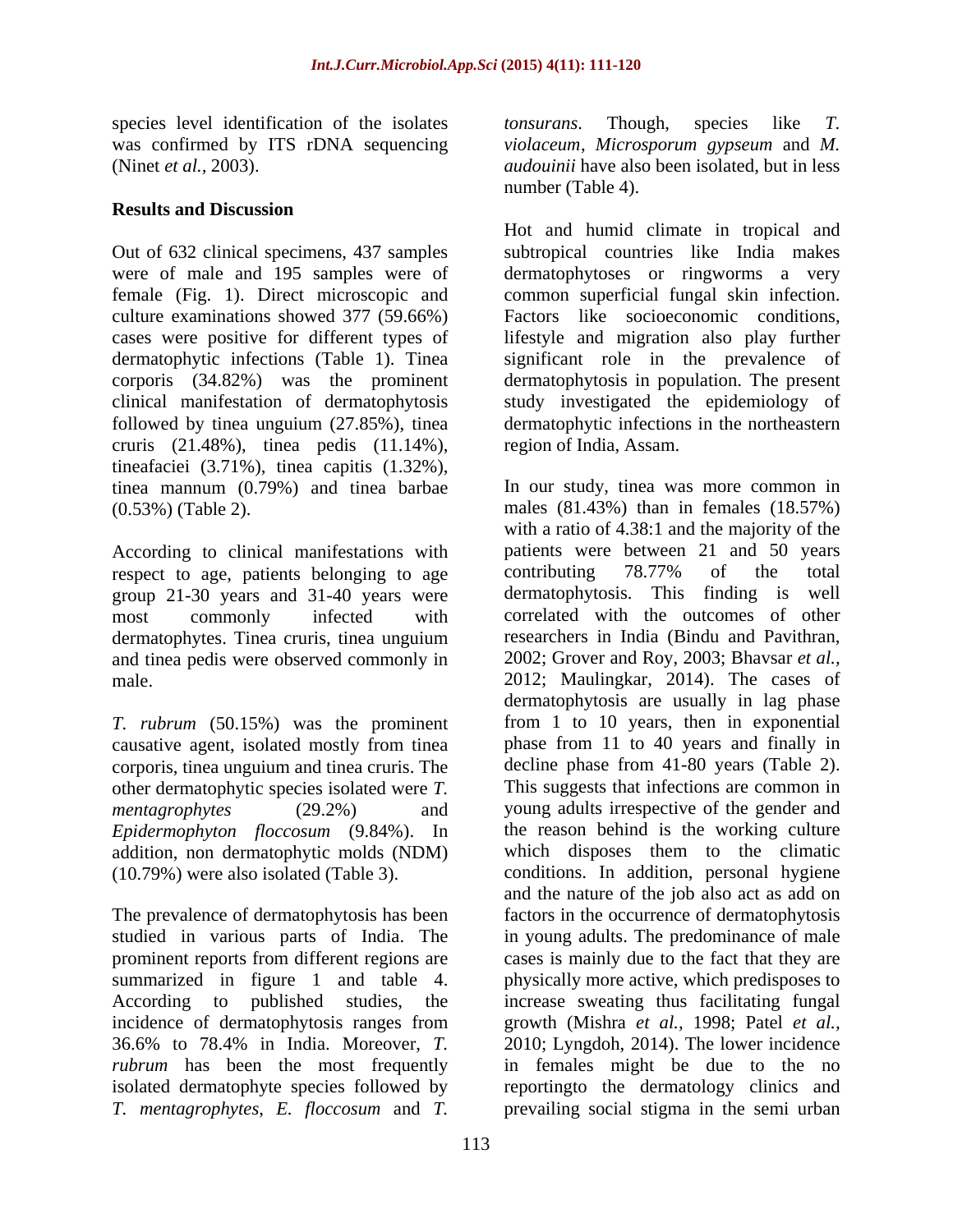species level identification of the isolates was confirmed by ITS rDNA sequencing (Ninet *et al.,* 2003).

## Results and Discussion

Out of 632 clinical specimens, 437 samples were of male and 195 samples were of female (Fig. 1). Direct microscopic and culture examinations showed 377 (59.66%) cases were positive for different types of dermatophytic infections (Table 1). Tinea corporis (34.82%) was the prominent clinical manifestation of dermatophytosis followed by tinea unguium (27.85%), tinea cruris (21.48%), tinea pedis (11.14%), tineafaciei (3.71%), tinea capitis (1.32%), tinea mannum (0.79%) and tinea barbae (0.53%) (Table 2).

According to clinical manifestations with respect to age, patients belonging to age group 21-30 years and 31-40 years were most commonly infected with dermatophytes. Tinea cruris, tinea unguium and tinea pedis were observed commonly in male.

*T. rubrum* (50.15%) was the prominent causative agent, isolated mostly from tinea corporis, tinea unguium and tinea cruris. The other dermatophytic species isolated were *T. mentagrophytes* (29.2%) and *Epidermophyton floccosum* (9.84%). In addition, non dermatophytic molds (NDM) (10.79%) were also isolated (Table 3).

The prevalence of dermatophytosis has been studied in various parts of India. The prominent reports from different regions are summarized in figure 1 and table 4. According to published studies, the incidence of dermatophytosis ranges from 36.6% to 78.4% in India. Moreover, *T. rubrum* has been the most frequently isolated dermatophyte species followed by *T. mentagrophytes*, *E. floccosum* and *T. tonsurans*. Though, species like *T. violaceum*, *Microsporum gypseum* and *M. audouinii* have also been isolated, but in less number (Table 4).

Hot and humid climate in tropical and subtropical countries like India makes dermatophytoses or ringworms a very common superficial fungal skin infection. Factors like socioeconomic conditions, lifestyle and migration also play further significant role in the prevalence of dermatophytosis in population. The present study investigated the epidemiology of dermatophytic infections in the northeastern region of India, Assam.

In our study, tinea was more common in males (81.43%) than in females (18.57%) with a ratio of 4.38:1 and the majority of the patients were between 21 and 50 years contributing 78.77% of the total dermatophytosis. This finding is well correlated with the outcomes of other researchers in India (Bindu and Pavithran, 2002; Grover and Roy, 2003; Bhavsar *et al.,* 2012; Maulingkar, 2014). The cases of dermatophytosis are usually in lag phase from 1 to 10 years, then in exponential phase from 11 to 40 years and finally in decline phase from 41-80 years (Table 2). This suggests that infections are common in young adults irrespective of the gender and the reason behind is the working culture which disposes them to the climatic conditions. In addition, personal hygiene and the nature of the job also act as add on factors in the occurrence of dermatophytosis in young adults. The predominance of male cases is mainly due to the fact that they are physically more active, which predisposes to increase sweating thus facilitating fungal growth (Mishra *et al.,* 1998; Patel *et al.,* 2010; Lyngdoh, 2014). The lower incidence in females might be due to the no reportingto the dermatology clinics and prevailing social stigma in the semi urban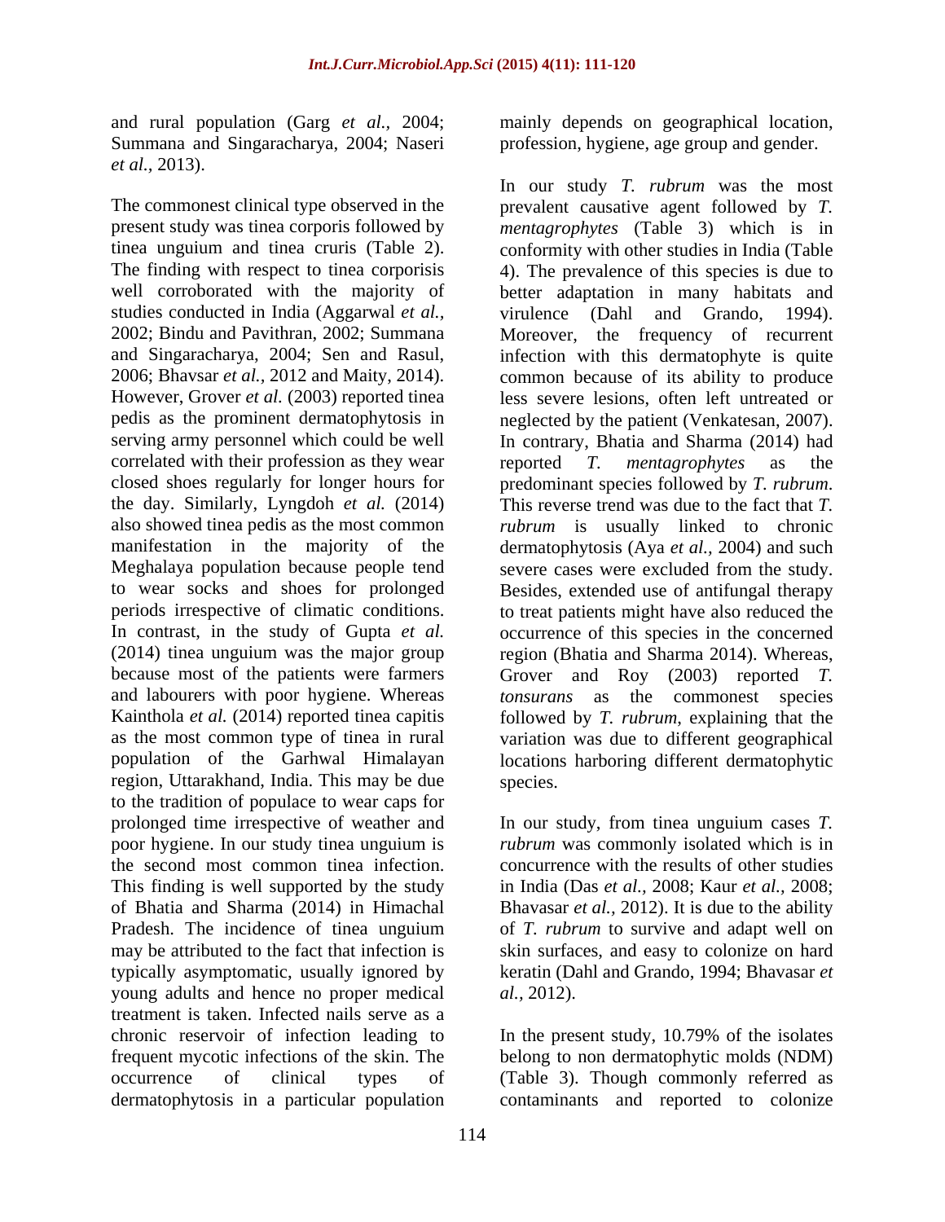and rural population (Garg *et al.,* 2004; Summana and Singaracharya, 2004; Naseri *et al.,* 2013).

The commonest clinical type observed in the present study was tinea corporis followed by tinea unguium and tinea cruris (Table 2). The finding with respect to tinea corporisis well corroborated with the majority of studies conducted in India (Aggarwal *et al.,* 2002; Bindu and Pavithran, 2002; Summana and Singaracharya, 2004; Sen and Rasul, 2006; Bhavsar *et al.,* 2012 and Maity, 2014). However, Grover *et al.* (2003) reported tinea pedis as the prominent dermatophytosis in serving army personnel which could be well correlated with their profession as they wear closed shoes regularly for longer hours for the day. Similarly, Lyngdoh *et al.* (2014) also showed tinea pedis as the most common manifestation in the majority of the Meghalaya population because people tend to wear socks and shoes for prolonged periods irrespective of climatic conditions. In contrast, in the study of Gupta *et al.* (2014) tinea unguium was the major group because most of the patients were farmers and labourers with poor hygiene. Whereas Kainthola *et al.* (2014) reported tinea capitis as the most common type of tinea in rural population of the Garhwal Himalayan region, Uttarakhand, India. This may be due to the tradition of populace to wear caps for prolonged time irrespective of weather and poor hygiene. In our study tinea unguium is the second most common tinea infection. This finding is well supported by the study of Bhatia and Sharma (2014) in Himachal Pradesh. The incidence of tinea unguium may be attributed to the fact that infection is typically asymptomatic, usually ignored by young adults and hence no proper medical treatment is taken. Infected nails serve as a chronic reservoir of infection leading to frequent mycotic infections of the skin. The occurrence of clinical types of dermatophytosis in a particular population mainly depends on geographical location, profession, hygiene, age group and gender.

In our study *T. rubrum* was the most prevalent causative agent followed by *T. mentagrophytes* (Table 3) which is in conformity with other studies in India (Table 4). The prevalence of this species is due to better adaptation in many habitats and virulence (Dahl and Grando, 1994). Moreover, the frequency of recurrent infection with this dermatophyte is quite common because of its ability to produce less severe lesions, often left untreated or neglected by the patient (Venkatesan, 2007). In contrary, Bhatia and Sharma (2014) had reported *T. mentagrophytes* as the predominant species followed by *T. rubrum*. This reverse trend was due to the fact that *T. rubrum* is usually linked to chronic dermatophytosis (Aya *et al.,* 2004) and such severe cases were excluded from the study. Besides, extended use of antifungal therapy to treat patients might have also reduced the occurrence of this species in the concerned region (Bhatia and Sharma 2014). Whereas, Grover and Roy (2003) reported *T. tonsurans* as the commonest species followed by *T. rubrum*, explaining that the variation was due to different geographical locations harboring different dermatophytic species.

In our study, from tinea unguium cases *T. rubrum* was commonly isolated which is in concurrence with the results of other studies in India (Das *et al.,* 2008; Kaur *et al.,* 2008; Bhavasar *et al.,* 2012). It is due to the ability of *T. rubrum* to survive and adapt well on skin surfaces, and easy to colonize on hard keratin (Dahl and Grando, 1994; Bhavasar *et al.,* 2012).

In the present study, 10.79% of the isolates belong to non dermatophytic molds (NDM) (Table 3). Though commonly referred as contaminants and reported to colonize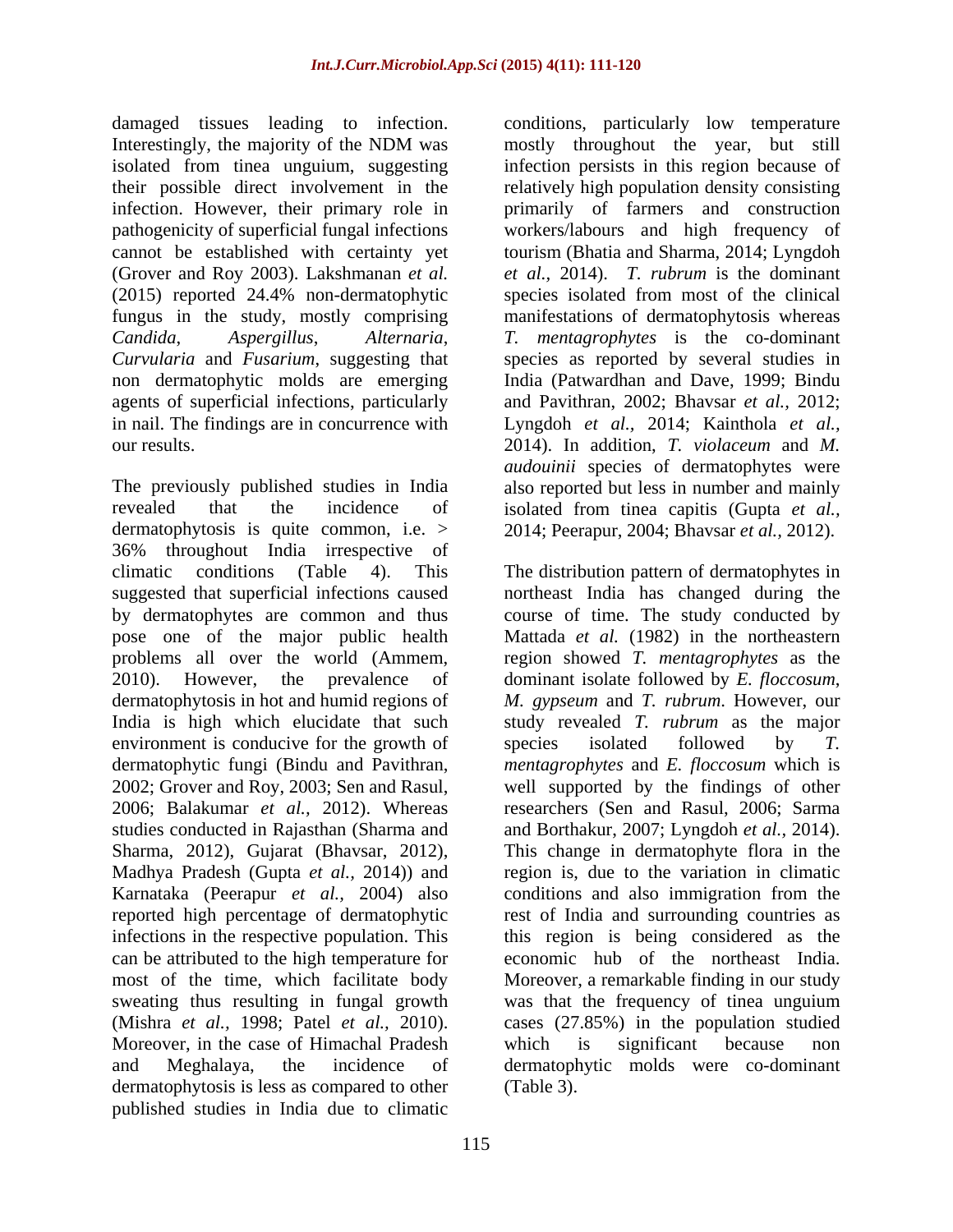damaged tissues leading to infection. Interestingly, the majority of the NDM was isolated from tinea unguium, suggesting their possible direct involvement in the infection. However, their primary role in pathogenicity of superficial fungal infections cannot be established with certainty yet (Grover and Roy 2003). Lakshmanan *et al.* (2015) reported 24.4% non-dermatophytic fungus in the study, mostly comprising *Candida*, *Aspergillus*, *Alternaria*, *Curvularia* and *Fusarium*, suggesting that non dermatophytic molds are emerging agents of superficial infections, particularly in nail. The findings are in concurrence with our results.

The previously published studies in India revealed that the incidence of dermatophytosis is quite common, i.e. > 36% throughout India irrespective of climatic conditions (Table 4). This suggested that superficial infections caused by dermatophytes are common and thus pose one of the major public health problems all over the world (Ammem, 2010). However, the prevalence of dermatophytosis in hot and humid regions of India is high which elucidate that such environment is conducive for the growth of dermatophytic fungi (Bindu and Pavithran, 2002; Grover and Roy, 2003; Sen and Rasul, 2006; Balakumar *et al.,* 2012). Whereas studies conducted in Rajasthan (Sharma and Sharma, 2012), Gujarat (Bhavsar, 2012), Madhya Pradesh (Gupta *et al.,* 2014)) and Karnataka (Peerapur *et al.,* 2004) also reported high percentage of dermatophytic infections in the respective population. This can be attributed to the high temperature for most of the time, which facilitate body sweating thus resulting in fungal growth (Mishra *et al.,* 1998; Patel *et al.,* 2010). Moreover, in the case of Himachal Pradesh and Meghalaya, the incidence of dermatophytosis is less as compared to other published studies in India due to climatic conditions, particularly low temperature mostly throughout the year, but still infection persists in this region because of relatively high population density consisting primarily of farmers and construction workers/labours and high frequency of tourism (Bhatia and Sharma, 2014; Lyngdoh *et al.,* 2014). *T. rubrum* is the dominant species isolated from most of the clinical manifestations of dermatophytosis whereas *T. mentagrophytes* is the co-dominant species as reported by several studies in India (Patwardhan and Dave, 1999; Bindu and Pavithran, 2002; Bhavsar *et al.,* 2012; Lyngdoh *et al.,* 2014; Kainthola *et al.,* 2014). In addition, *T. violaceum* and *M. audouinii* species of dermatophytes were also reported but less in number and mainly isolated from tinea capitis (Gupta *et al.,* 2014; Peerapur, 2004; Bhavsar *et al.,* 2012).

The distribution pattern of dermatophytes in northeast India has changed during the course of time. The study conducted by Mattada *et al.* (1982) in the northeastern region showed *T. mentagrophytes* as the dominant isolate followed by *E. floccosum*, *M. gypseum* and *T. rubrum*. However, our study revealed *T. rubrum* as the major species isolated followed by *T. mentagrophytes* and *E. floccosum* which is well supported by the findings of other researchers (Sen and Rasul, 2006; Sarma and Borthakur, 2007; Lyngdoh *et al.*, 2014). This change in dermatophyte flora in the region is, due to the variation in climatic conditions and also immigration from the rest of India and surrounding countries as this region is being considered as the economic hub of the northeast India. Moreover, a remarkable finding in our study was that the frequency of tinea unguium cases (27.85%) in the population studied which is significant because non dermatophytic molds were co-dominant (Table 3).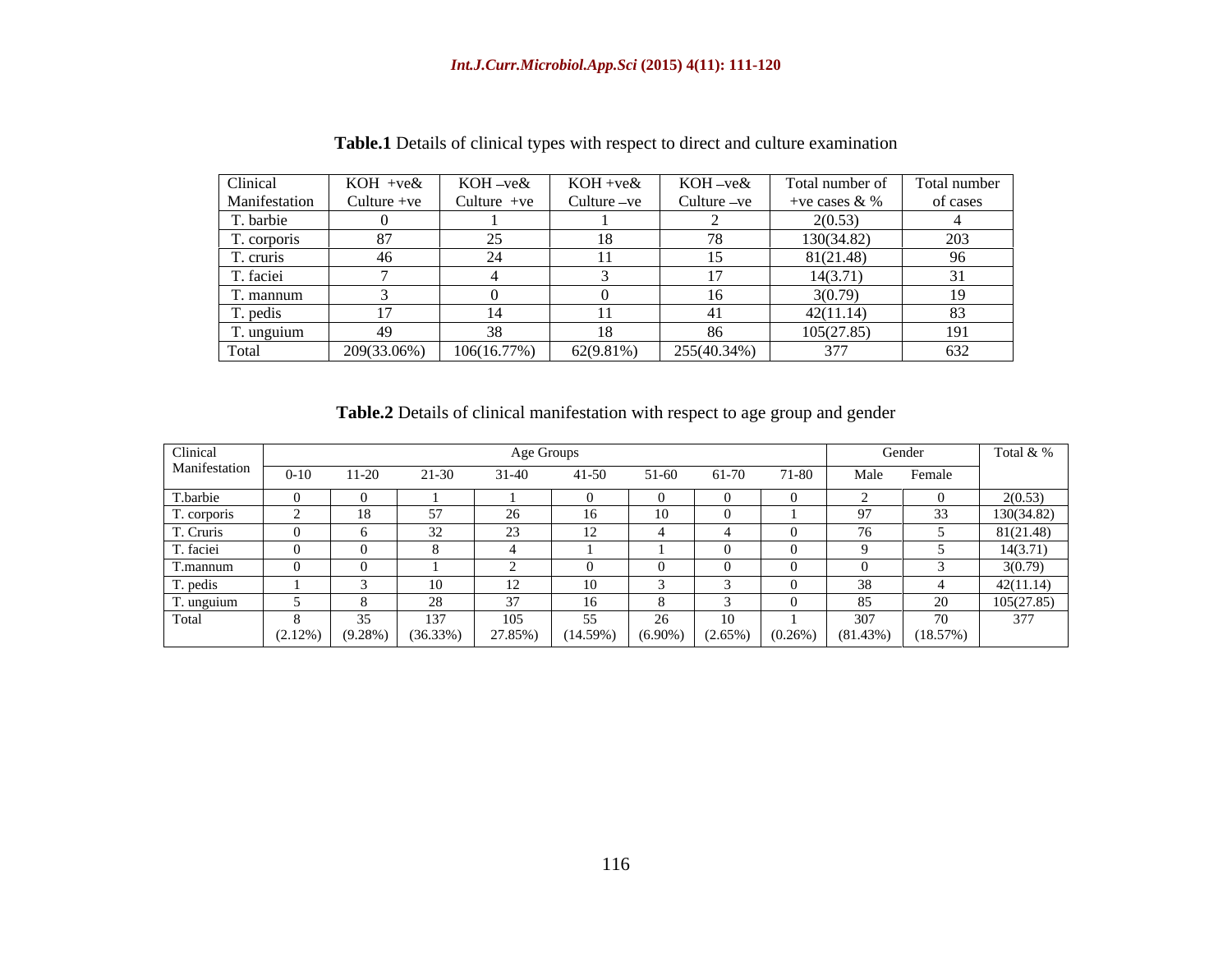**Table.1** Details of clinical types with respect to direct and culture examination

| Clinical Manifestation | KOH +ve& Culture +ve | KOH –ve& Culture +ve | KOH +ve& Culture –ve | KOH –ve& Culture –ve | Total number of +ve cases & % | Total number of cases |
|---|---|---|---|---|---|---|
| T. barbie | 0 | 1 | 1 | 2 | 2(0.53) | 4 |
| T. corporis | 87 | 25 | 18 | 78 | 130(34.82) | 203 |
| T. cruris | 46 | 24 | 11 | 15 | 81(21.48) | 96 |
| T. faciei | 7 | 4 | 3 | 17 | 14(3.71) | 31 |
| T. mannum | 3 | 0 | 0 | 16 | 3(0.79) | 19 |
| T. pedis | 17 | 14 | 11 | 41 | 42(11.14) | 83 |
| T. unguium | 49 | 38 | 18 | 86 | 105(27.85) | 191 |
| Total | 209(33.06%) | 106(16.77%) | 62(9.81%) | 255(40.34%) | 377 | 632 |

**Table.2** Details of clinical manifestation with respect to age group and gender

| Clinical Manifestation | Age Groups | | | | | | | | Gender | | Total & % |
|---|---|---|---|---|---|---|---|---|---|---|---|
| | 0-10 | 11-20 | 21-30 | 31-40 | 41-50 | 51-60 | 61-70 | 71-80 | Male | Female | |
| T.barbie | 0 | 0 | 1 | 1 | 0 | 0 | 0 | 0 | 2 | 0 | 2(0.53) |
| T. corporis | 2 | 18 | 57 | 26 | 16 | 10 | 0 | 1 | 97 | 33 | 130(34.82) |
| T. Cruris | 0 | 6 | 32 | 23 | 12 | 4 | 4 | 0 | 76 | 5 | 81(21.48) |
| T. faciei | 0 | 0 | 8 | 4 | 1 | 1 | 0 | 0 | 9 | 5 | 14(3.71) |
| T.mannum | 0 | 0 | 1 | 2 | 0 | 0 | 0 | 0 | 0 | 3 | 3(0.79) |
| T. pedis | 1 | 3 | 10 | 12 | 10 | 3 | 3 | 0 | 38 | 4 | 42(11.14) |
| T. unguium | 5 | 8 | 28 | 37 | 16 | 8 | 3 | 0 | 85 | 20 | 105(27.85) |
| Total | 8 (2.12%) | 35 (9.28%) | 137 (36.33%) | 105 27.85%) | 55 (14.59%) | 26 (6.90%) | 10 (2.65%) | 1 (0.26%) | 307 (81.43%) | 70 (18.57%) | 377 |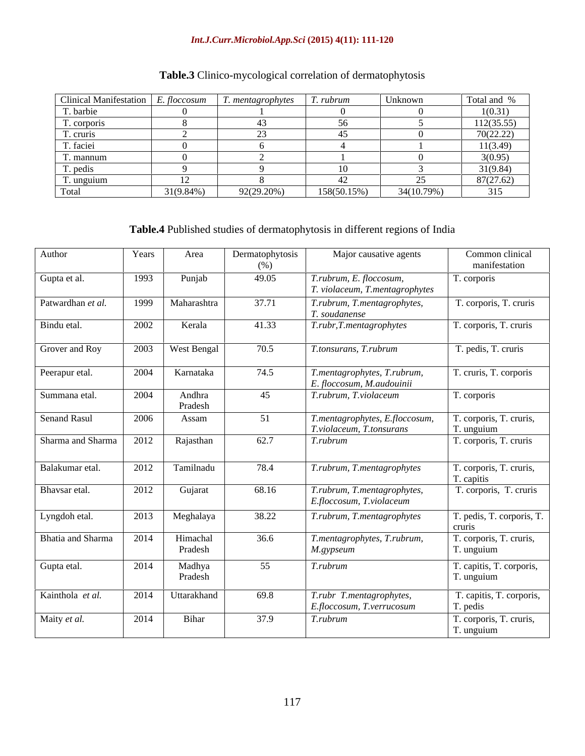**Table.3** Clinico-mycological correlation of dermatophytosis

| Clinical Manifestation | *E. floccosum* | *T. mentagrophytes* | *T. rubrum* | Unknown | Total and % |
|---|---|---|---|---|---|
| T. barbie | 0 | 1 | 0 | 0 | 1(0.31) |
| T. corporis | 8 | 43 | 56 | 5 | 112(35.55) |
| T. cruris | 2 | 23 | 45 | 0 | 70(22.22) |
| T. faciei | 0 | 6 | 4 | 1 | 11(3.49) |
| T. mannum | 0 | 2 | 1 | 0 | 3(0.95) |
| T. pedis | 9 | 9 | 10 | 3 | 31(9.84) |
| T. unguium | 12 | 8 | 42 | 25 | 87(27.62) |
| Total | 31(9.84%) | 92(29.20%) | 158(50.15%) | 34(10.79%) | 315 |

**Table.4** Published studies of dermatophytosis in different regions of India

| Author | Years | Area | Dermatophytosis (%) | Major causative agents | Common clinical manifestation |
|---|---|---|---|---|---|
| Gupta et al. | 1993 | Punjab | 49.05 | *T.rubrum, E. floccosum, T. violaceum, T.mentagrophytes* | T. corporis |
| Patwardhan *et al.* | 1999 | Maharashtra | 37.71 | *T.rubrum, T.mentagrophytes, T. soudanense* | T. corporis, T. cruris |
| Bindu etal. | 2002 | Kerala | 41.33 | *T.rubr,T.mentagrophytes* | T. corporis, T. cruris |
| Grover and Roy | 2003 | West Bengal | 70.5 | *T.tonsurans, T.rubrum* | T. pedis, T. cruris |
| Peerapur etal. | 2004 | Karnataka | 74.5 | *T.mentagrophytes, T.rubrum, E. floccosum, M.audouinii* | T. cruris, T. corporis |
| Summana etal. | 2004 | Andhra Pradesh | 45 | *T.rubrum, T.violaceum* | T. corporis |
| Senand Rasul | 2006 | Assam | 51 | *T.mentagrophytes, E.floccosum, T.violaceum, T.tonsurans* | T. corporis, T. cruris, T. unguium |
| Sharma and Sharma | 2012 | Rajasthan | 62.7 | *T.rubrum* | T. corporis, T. cruris |
| Balakumar etal. | 2012 | Tamilnadu | 78.4 | *T.rubrum, T.mentagrophytes* | T. corporis, T. cruris, T. capitis |
| Bhavsar etal. | 2012 | Gujarat | 68.16 | *T.rubrum, T.mentagrophytes, E.floccosum, T.violaceum* | T. corporis, T. cruris |
| Lyngdoh etal. | 2013 | Meghalaya | 38.22 | *T.rubrum, T.mentagrophytes* | T. pedis, T. corporis, T. cruris |
| Bhatia and Sharma | 2014 | Himachal Pradesh | 36.6 | *T.mentagrophytes, T.rubrum, M.gypseum* | T. corporis, T. cruris, T. unguium |
| Gupta etal. | 2014 | Madhya Pradesh | 55 | *T.rubrum* | T. capitis, T. corporis, T. unguium |
| Kainthola *et al.* | 2014 | Uttarakhand | 69.8 | *T.rubr T.mentagrophytes, E.floccosum, T.verrucosum* | T. capitis, T. corporis, T. pedis |
| Maity *et al.* | 2014 | Bihar | 37.9 | *T.rubrum* | T. corporis, T. cruris, T. unguium |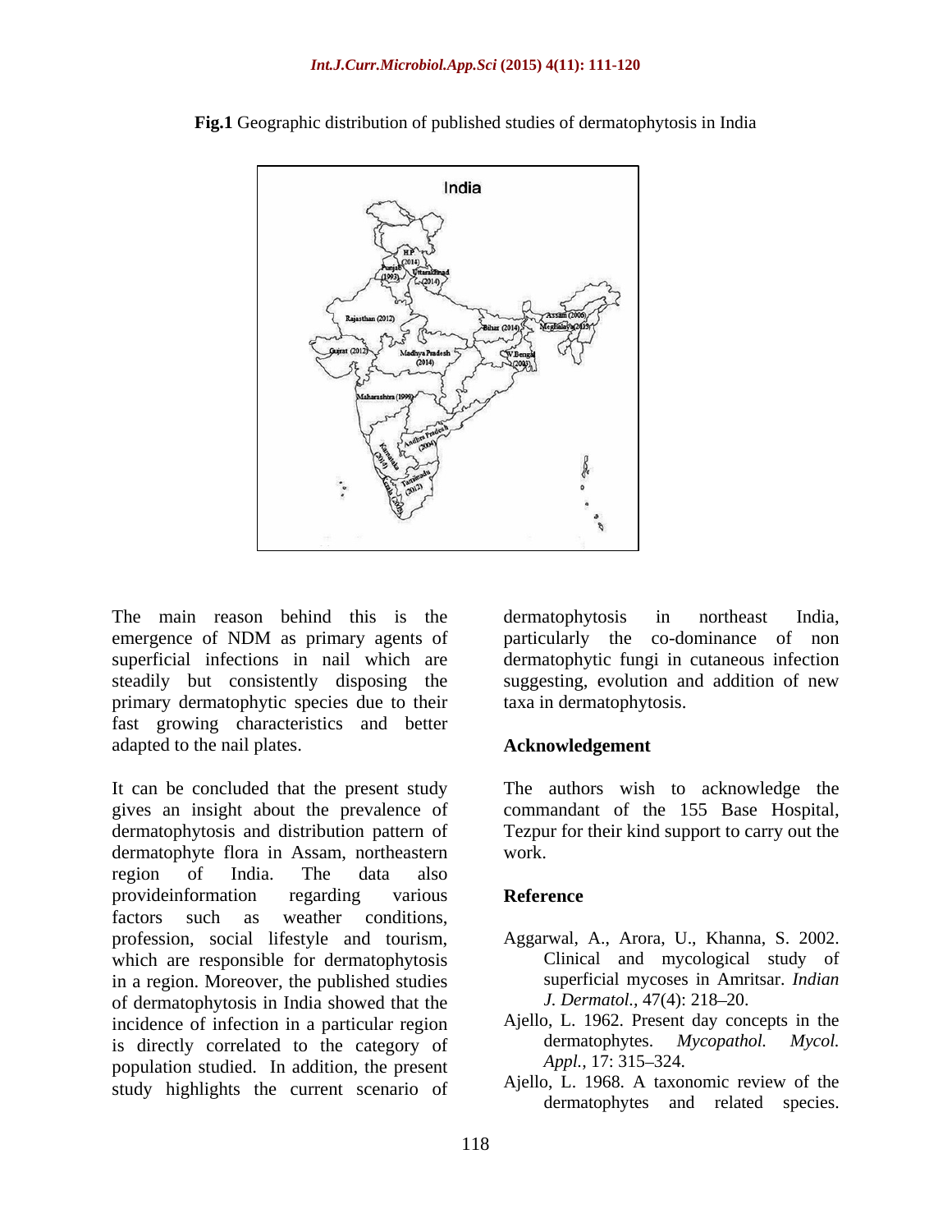**Fig.1** Geographic distribution of published studies of dermatophytosis in India

The main reason behind this is the emergence of NDM as primary agents of superficial infections in nail which are steadily but consistently disposing the primary dermatophytic species due to their fast growing characteristics and better adapted to the nail plates.

It can be concluded that the present study gives an insight about the prevalence of dermatophytosis and distribution pattern of dermatophyte flora in Assam, northeastern region of India. The data also provideinformation regarding various factors such as weather conditions, profession, social lifestyle and tourism, which are responsible for dermatophytosis in a region. Moreover, the published studies of dermatophytosis in India showed that the incidence of infection in a particular region is directly correlated to the category of population studied. In addition, the present study highlights the current scenario of dermatophytosis in northeast India, particularly the co-dominance of non dermatophytic fungi in cutaneous infection suggesting, evolution and addition of new taxa in dermatophytosis.

## Acknowledgement

The authors wish to acknowledge the commandant of the 155 Base Hospital, Tezpur for their kind support to carry out the work.

## Reference

Aggarwal, A., Arora, U., Khanna, S. 2002. Clinical and mycological study of superficial mycoses in Amritsar. *Indian J. Dermatol.,* 47(4): 218–20.

Ajello, L. 1962. Present day concepts in the dermatophytes. *Mycopathol. Mycol. Appl.,* 17: 315–324.

Ajello, L. 1968. A taxonomic review of the dermatophytes and related species.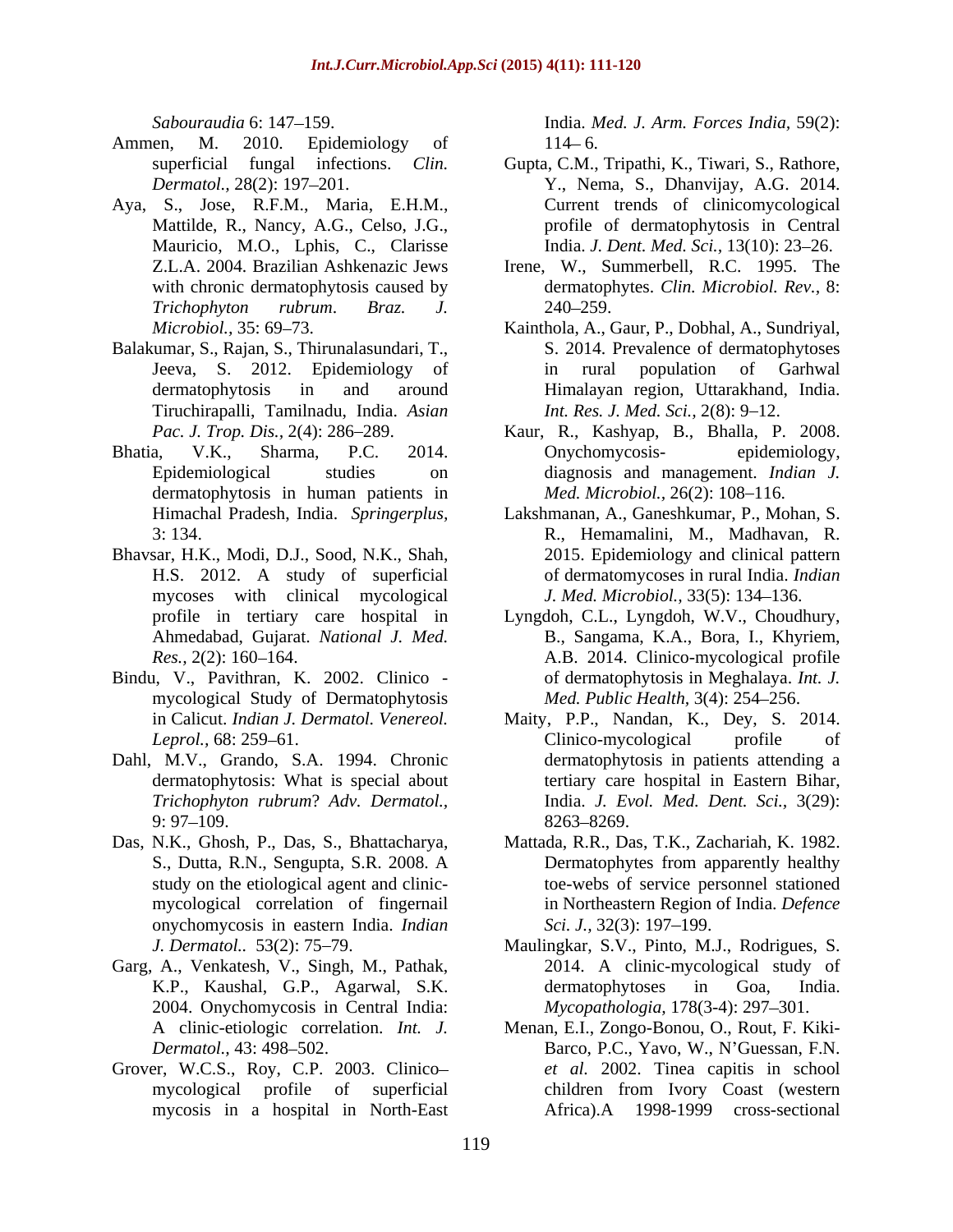*Sabouraudia* 6: 147–159.

Ammen, M. 2010. Epidemiology of superficial fungal infections. *Clin. Dermatol.,* 28(2): 197–201.

Aya, S., Jose, R.F.M., Maria, E.H.M., Mattilde, R., Nancy, A.G., Celso, J.G., Mauricio, M.O., Lphis, C., Clarisse Z.L.A. 2004. Brazilian Ashkenazic Jews with chronic dermatophytosis caused by *Trichophyton rubrum*. *Braz. J. Microbiol.,* 35: 69–73.

Balakumar, S., Rajan, S., Thirunalasundari, T., Jeeva, S. 2012. Epidemiology of dermatophytosis in and around Tiruchirapalli, Tamilnadu, India. *Asian Pac. J. Trop. Dis.,* 2(4): 286–289.

Bhatia, V.K., Sharma, P.C. 2014. Epidemiological studies on dermatophytosis in human patients in Himachal Pradesh, India. *Springerplus,* 3: 134.

Bhavsar, H.K., Modi, D.J., Sood, N.K., Shah, H.S. 2012. A study of superficial mycoses with clinical mycological profile in tertiary care hospital in Ahmedabad, Gujarat. *National J. Med. Res.,* 2(2): 160–164.

Bindu, V., Pavithran, K. 2002. Clinico - mycological Study of Dermatophytosis in Calicut. *Indian J. Dermatol. Venereol. Leprol.,* 68: 259–61.

Dahl, M.V., Grando, S.A. 1994. Chronic dermatophytosis: What is special about *Trichophyton rubrum*? *Adv. Dermatol.,* 9: 97–109.

Das, N.K., Ghosh, P., Das, S., Bhattacharya, S., Dutta, R.N., Sengupta, S.R. 2008. A study on the etiological agent and clinic-mycological correlation of fingernail onychomycosis in eastern India. *Indian J. Dermatol..* 53(2): 75–79.

Garg, A., Venkatesh, V., Singh, M., Pathak, K.P., Kaushal, G.P., Agarwal, S.K. 2004. Onychomycosis in Central India: A clinic-etiologic correlation. *Int. J. Dermatol.,* 43: 498–502.

Grover, W.C.S., Roy, C.P. 2003. Clinico– mycological profile of superficial mycosis in a hospital in North-East India. *Med. J. Arm. Forces India,* 59(2): 114– 6.

Gupta, C.M., Tripathi, K., Tiwari, S., Rathore, Y., Nema, S., Dhanvijay, A.G. 2014. Current trends of clinicomycological profile of dermatophytosis in Central India. *J. Dent. Med. Sci.,* 13(10): 23–26.

Irene, W., Summerbell, R.C. 1995. The dermatophytes. *Clin. Microbiol. Rev.,* 8: 240–259.

Kainthola, A., Gaur, P., Dobhal, A., Sundriyal, S. 2014. Prevalence of dermatophytoses in rural population of Garhwal Himalayan region, Uttarakhand, India. *Int. Res. J. Med. Sci.,* 2(8): 9–12.

Kaur, R., Kashyap, B., Bhalla, P. 2008. Onychomycosis- epidemiology, diagnosis and management. *Indian J. Med. Microbiol.,* 26(2): 108–116.

Lakshmanan, A., Ganeshkumar, P., Mohan, S. R., Hemamalini, M., Madhavan, R. 2015. Epidemiology and clinical pattern of dermatomycoses in rural India. *Indian J. Med. Microbiol.,* 33(5): 134–136.

Lyngdoh, C.L., Lyngdoh, W.V., Choudhury, B., Sangama, K.A., Bora, I., Khyriem, A.B. 2014. Clinico-mycological profile of dermatophytosis in Meghalaya. *Int. J. Med. Public Health,* 3(4): 254–256.

Maity, P.P., Nandan, K., Dey, S. 2014. Clinico-mycological profile of dermatophytosis in patients attending a tertiary care hospital in Eastern Bihar, India. *J. Evol. Med. Dent. Sci.,* 3(29): 8263–8269.

Mattada, R.R., Das, T.K., Zachariah, K. 1982. Dermatophytes from apparently healthy toe-webs of service personnel stationed in Northeastern Region of India. *Defence Sci. J.,* 32(3): 197–199.

Maulingkar, S.V., Pinto, M.J., Rodrigues, S. 2014. A clinic-mycological study of dermatophytoses in Goa, India. *Mycopathologia,* 178(3-4): 297–301.

Menan, E.I., Zongo-Bonou, O., Rout, F. Kiki-Barco, P.C., Yavo, W., N'Guessan, F.N. *et al.* 2002. Tinea capitis in school children from Ivory Coast (western Africa).A 1998-1999 cross-sectional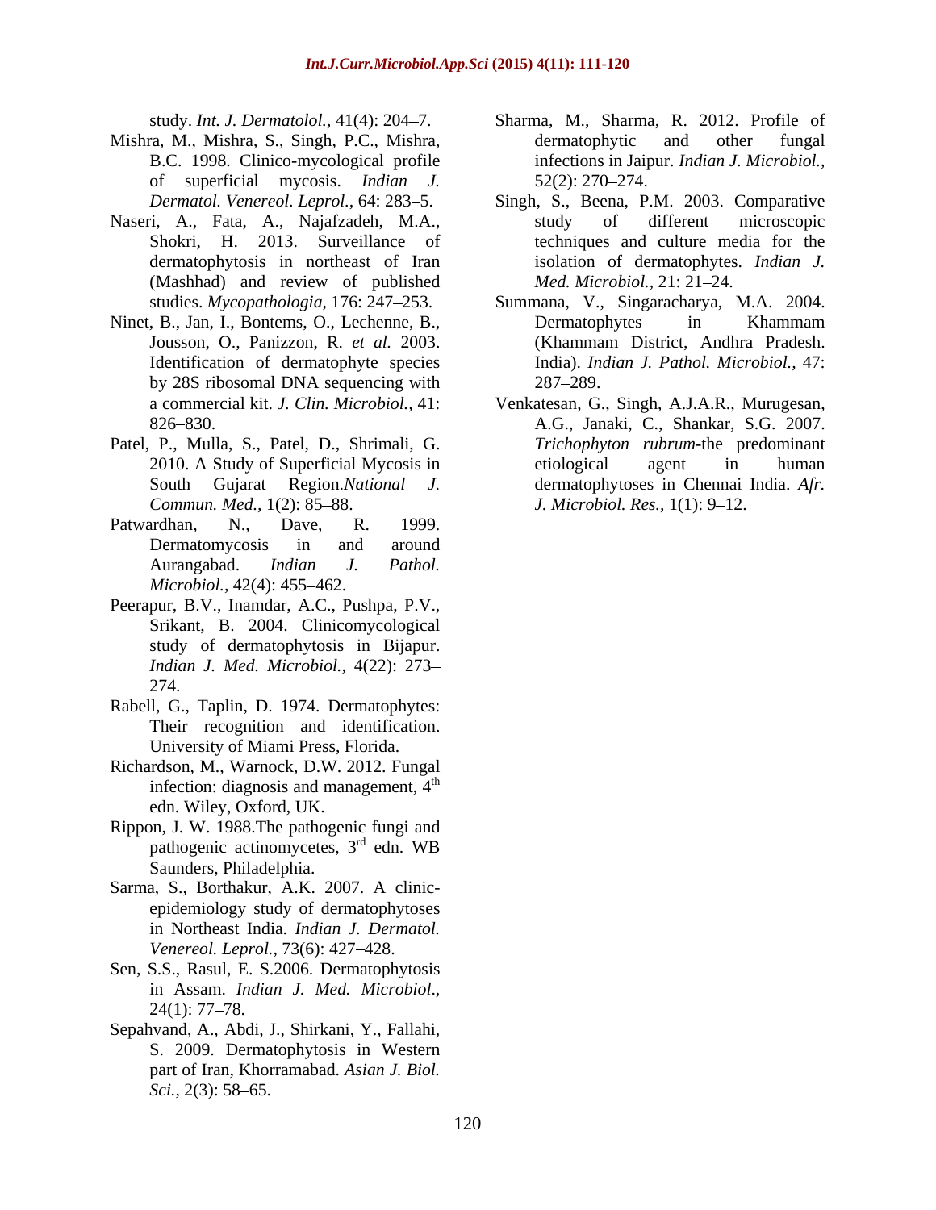study. *Int. J. Dermatolol.,* 41(4): 204–7.

Mishra, M., Mishra, S., Singh, P.C., Mishra, B.C. 1998. Clinico-mycological profile of superficial mycosis. *Indian J. Dermatol. Venereol. Leprol.,* 64: 283–5.

Naseri, A., Fata, A., Najafzadeh, M.A., Shokri, H. 2013. Surveillance of dermatophytosis in northeast of Iran (Mashhad) and review of published studies. *Mycopathologia,* 176: 247–253.

Ninet, B., Jan, I., Bontems, O., Lechenne, B., Jousson, O., Panizzon, R. *et al.* 2003. Identification of dermatophyte species by 28S ribosomal DNA sequencing with a commercial kit. *J. Clin. Microbiol.,* 41: 826–830.

Patel, P., Mulla, S., Patel, D., Shrimali, G. 2010. A Study of Superficial Mycosis in South Gujarat Region.*National J. Commun. Med.,* 1(2): 85–88.

Patwardhan, N., Dave, R. 1999. Dermatomycosis in and around Aurangabad. *Indian J. Pathol. Microbiol.,* 42(4): 455–462.

Peerapur, B.V., Inamdar, A.C., Pushpa, P.V., Srikant, B. 2004. Clinicomycological study of dermatophytosis in Bijapur. *Indian J. Med. Microbiol.,* 4(22): 273–274.

Rabell, G., Taplin, D. 1974. Dermatophytes: Their recognition and identification. University of Miami Press, Florida.

Richardson, M., Warnock, D.W. 2012. Fungal infection: diagnosis and management, 4th edn. Wiley, Oxford, UK.

Rippon, J. W. 1988.The pathogenic fungi and pathogenic actinomycetes, 3rd edn. WB Saunders, Philadelphia.

Sarma, S., Borthakur, A.K. 2007. A clinic-epidemiology study of dermatophytoses in Northeast India. *Indian J. Dermatol. Venereol. Leprol.,* 73(6): 427–428.

Sen, S.S., Rasul, E. S.2006. Dermatophytosis in Assam. *Indian J. Med. Microbiol*., 24(1): 77–78.

Sepahvand, A., Abdi, J., Shirkani, Y., Fallahi, S. 2009. Dermatophytosis in Western part of Iran, Khorramabad. *Asian J. Biol. Sci.,* 2(3): 58–65.

Sharma, M., Sharma, R. 2012. Profile of dermatophytic and other fungal infections in Jaipur. *Indian J. Microbiol.,* 52(2): 270–274.

Singh, S., Beena, P.M. 2003. Comparative study of different microscopic techniques and culture media for the isolation of dermatophytes. *Indian J. Med. Microbiol.,* 21: 21–24.

Summana, V., Singaracharya, M.A. 2004. Dermatophytes in Khammam (Khammam District, Andhra Pradesh. India). *Indian J. Pathol. Microbiol.,* 47: 287–289.

Venkatesan, G., Singh, A.J.A.R., Murugesan, A.G., Janaki, C., Shankar, S.G. 2007. *Trichophyton rubrum*-the predominant etiological agent in human dermatophytoses in Chennai India. *Afr. J. Microbiol. Res.,* 1(1): 9–12.